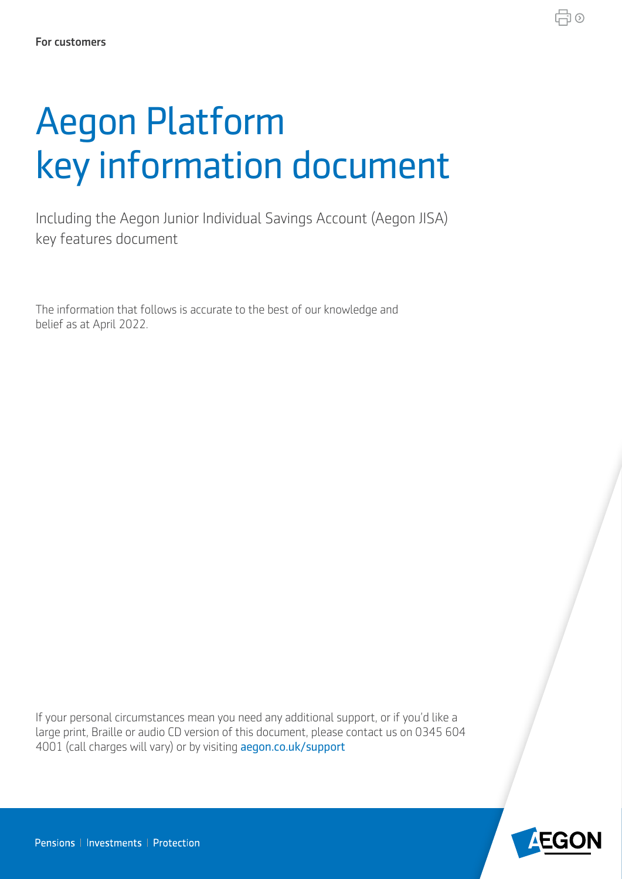For customers

# Aegon Platform key information document

Including the Aegon Junior Individual Savings Account (Aegon JISA) key features document

The information that follows is accurate to the best of our knowledge and belief as at April 2022.

If your personal circumstances mean you need any additional support, or if you'd like a large print, Braille or audio CD version of this document, please contact us on 0345 604 4001 (call charges will vary) or by visiting aegon.co.uk/support

Pensions | Investments | Protection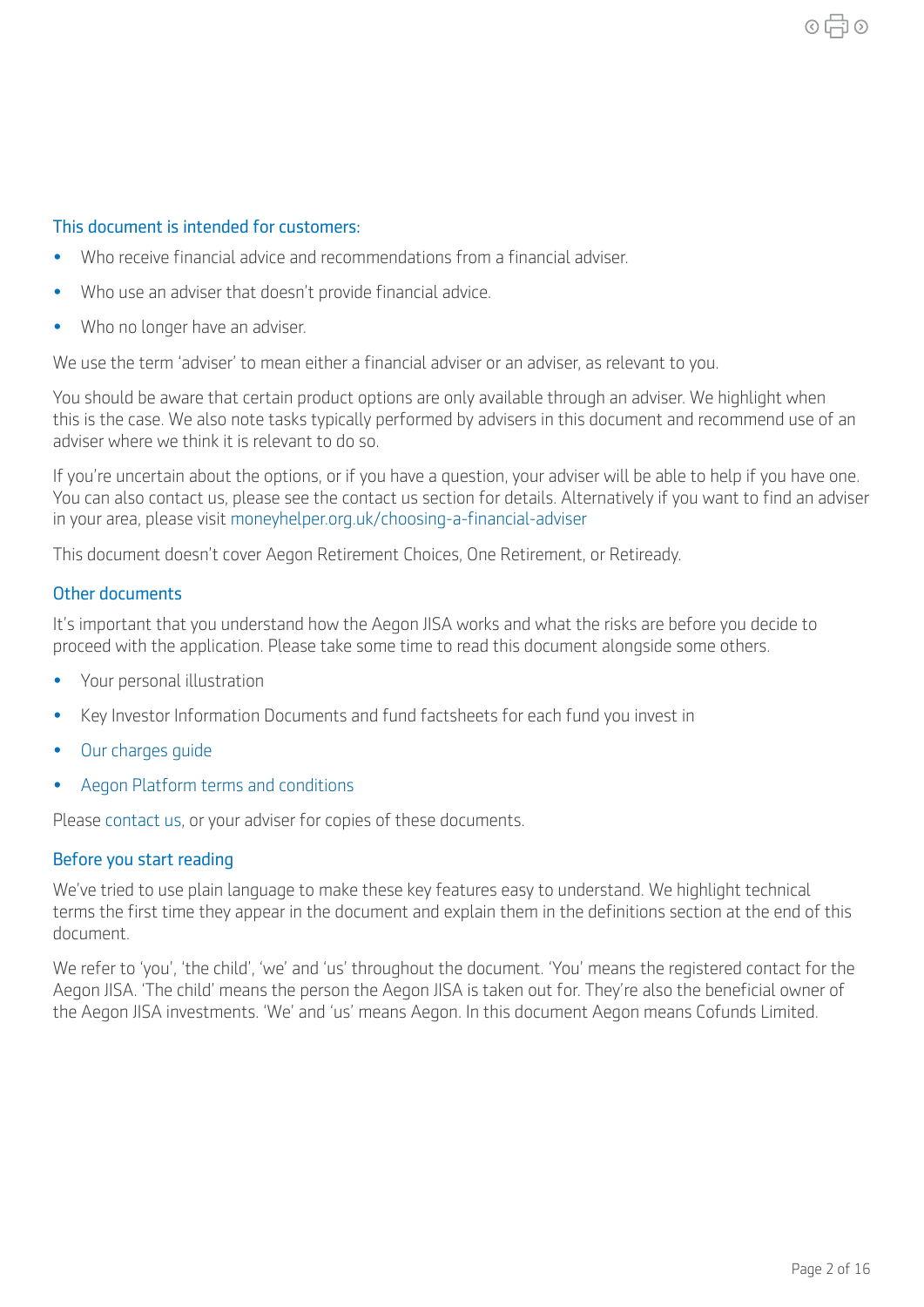## This document is intended for customers:

- Who receive financial advice and recommendations from a financial adviser.
- Who use an adviser that doesn't provide financial advice.
- Who no longer have an adviser.

We use the term 'adviser' to mean either a financial adviser or an adviser, as relevant to you.

You should be aware that certain product options are only available through an adviser. We highlight when this is the case. We also note tasks typically performed by advisers in this document and recommend use of an adviser where we think it is relevant to do so.

If you're uncertain about the options, or if you have a question, your adviser will be able to help if you have one. You can also contact us, please see the contact us section for details. Alternatively if you want to find an adviser in your area, please visit moneyhelper.org.uk/choosing-a-financial-adviser

This document doesn't cover Aegon Retirement Choices, One Retirement, or Retiready.

## Other documents

It's important that you understand how the Aegon JISA works and what the risks are before you decide to proceed with the application. Please take some time to read this document alongside some others.

- Your personal illustration
- Key Investor Information Documents and fund factsheets for each fund you invest in
- Our charges guide
- Aegon Platform terms and conditions

Please contact us, or your adviser for copies of these documents.

## Before you start reading

We've tried to use plain language to make these key features easy to understand. We highlight technical terms the first time they appear in the document and explain them in the definitions section at the end of this document.

We refer to 'you', 'the child', 'we' and 'us' throughout the document. 'You' means the registered contact for the Aegon JISA. 'The child' means the person the Aegon JISA is taken out for. They're also the beneficial owner of the Aegon JISA investments. 'We' and 'us' means Aegon. In this document Aegon means Cofunds Limited.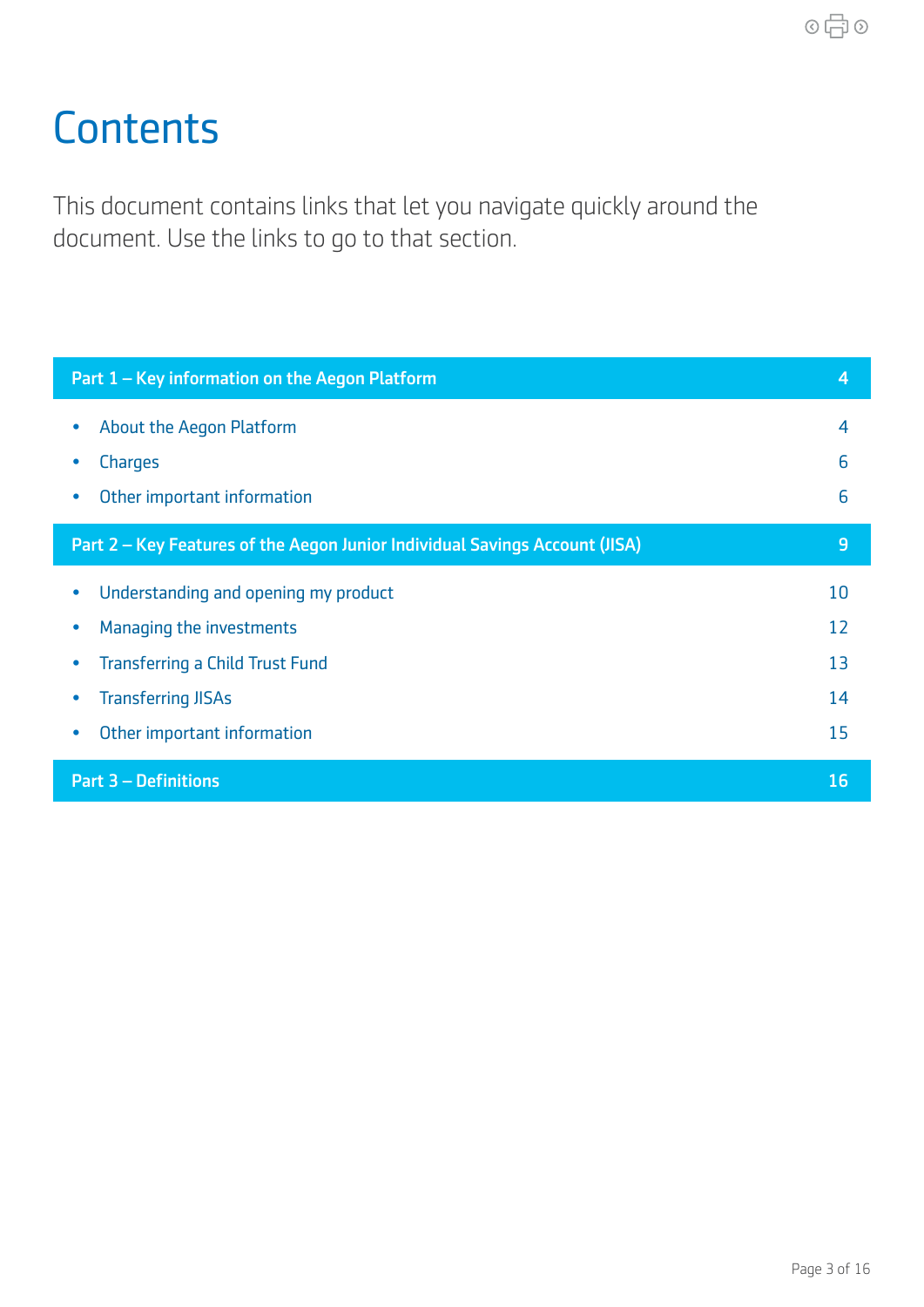# Contents

This document contains links that let you navigate quickly around the document. Use the links to go to that section.

| Part 1 – Key information on the Aegon Platform | 4 |
| --- | --- |
| • About the Aegon Platform | 4 |
| • Charges | 6 |
| • Other important information | 6 |
| **Part 2 – Key Features of the Aegon Junior Individual Savings Account (JISA)** | **9** |
| • Understanding and opening my product | 10 |
| • Managing the investments | 12 |
| • Transferring a Child Trust Fund | 13 |
| • Transferring JISAs | 14 |
| • Other important information | 15 |
| **Part 3 – Definitions** | **16** |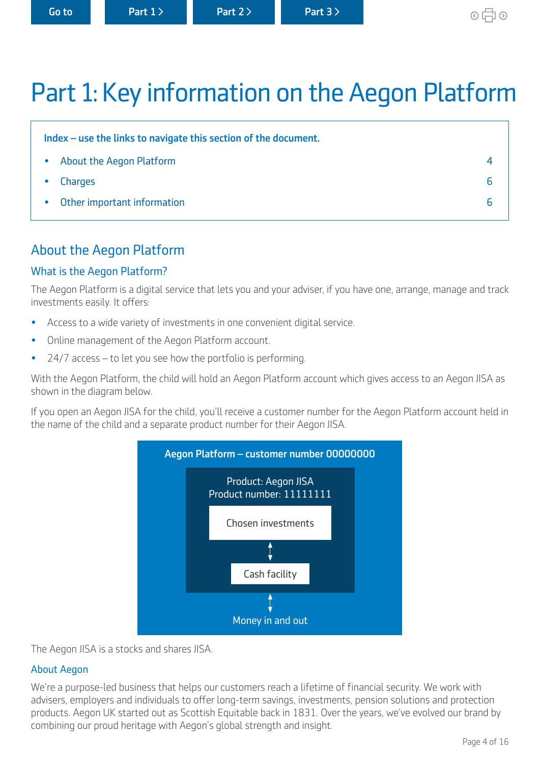# Part 1: Key information on the Aegon Platform

**Index – use the links to navigate this section of the document.**

- About the Aegon Platform 4
- Charges 6
- Other important information 6

## About the Aegon Platform

### What is the Aegon Platform?

The Aegon Platform is a digital service that lets you and your adviser, if you have one, arrange, manage and track investments easily. It offers:

- Access to a wide variety of investments in one convenient digital service.
- Online management of the Aegon Platform account.
- 24/7 access – to let you see how the portfolio is performing.

With the Aegon Platform, the child will hold an Aegon Platform account which gives access to an Aegon JISA as shown in the diagram below.

If you open an Aegon JISA for the child, you'll receive a customer number for the Aegon Platform account held in the name of the child and a separate product number for their Aegon JISA.

**Aegon Platform – customer number 00000000**

Product: Aegon JISA
Product number: 11111111

Chosen investments

↕

Cash facility

↕

Money in and out

The Aegon JISA is a stocks and shares JISA.

### About Aegon

We're a purpose-led business that helps our customers reach a lifetime of financial security. We work with advisers, employers and individuals to offer long-term savings, investments, pension solutions and protection products. Aegon UK started out as Scottish Equitable back in 1831. Over the years, we've evolved our brand by combining our proud heritage with Aegon's global strength and insight.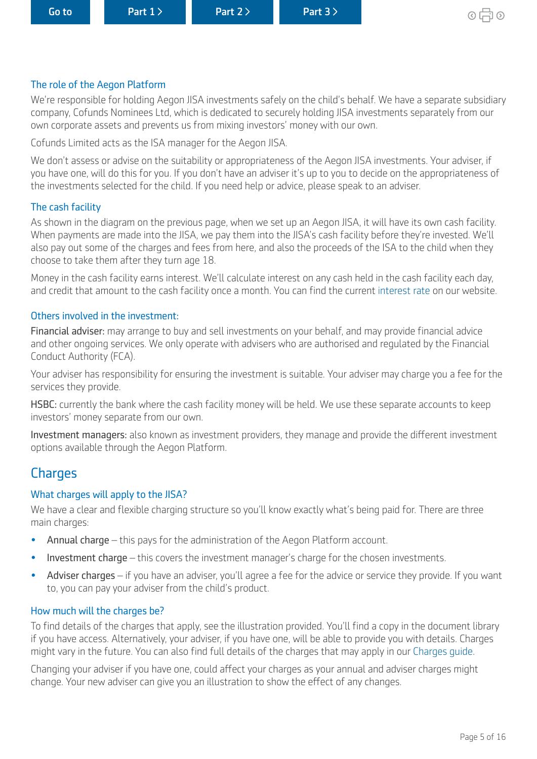### The role of the Aegon Platform

We're responsible for holding Aegon JISA investments safely on the child's behalf. We have a separate subsidiary company, Cofunds Nominees Ltd, which is dedicated to securely holding JISA investments separately from our own corporate assets and prevents us from mixing investors' money with our own.

Cofunds Limited acts as the ISA manager for the Aegon JISA.

We don't assess or advise on the suitability or appropriateness of the Aegon JISA investments. Your adviser, if you have one, will do this for you. If you don't have an adviser it's up to you to decide on the appropriateness of the investments selected for the child. If you need help or advice, please speak to an adviser.

### The cash facility

As shown in the diagram on the previous page, when we set up an Aegon JISA, it will have its own cash facility. When payments are made into the JISA, we pay them into the JISA's cash facility before they're invested. We'll also pay out some of the charges and fees from here, and also the proceeds of the ISA to the child when they choose to take them after they turn age 18.

Money in the cash facility earns interest. We'll calculate interest on any cash held in the cash facility each day, and credit that amount to the cash facility once a month. You can find the current interest rate on our website.

### Others involved in the investment:

**Financial adviser:** may arrange to buy and sell investments on your behalf, and may provide financial advice and other ongoing services. We only operate with advisers who are authorised and regulated by the Financial Conduct Authority (FCA).

Your adviser has responsibility for ensuring the investment is suitable. Your adviser may charge you a fee for the services they provide.

**HSBC:** currently the bank where the cash facility money will be held. We use these separate accounts to keep investors' money separate from our own.

**Investment managers:** also known as investment providers, they manage and provide the different investment options available through the Aegon Platform.

## Charges

### What charges will apply to the JISA?

We have a clear and flexible charging structure so you'll know exactly what's being paid for. There are three main charges:

- **Annual charge** – this pays for the administration of the Aegon Platform account.
- **Investment charge** – this covers the investment manager's charge for the chosen investments.
- **Adviser charges** – if you have an adviser, you'll agree a fee for the advice or service they provide. If you want to, you can pay your adviser from the child's product.

### How much will the charges be?

To find details of the charges that apply, see the illustration provided. You'll find a copy in the document library if you have access. Alternatively, your adviser, if you have one, will be able to provide you with details. Charges might vary in the future. You can also find full details of the charges that may apply in our Charges guide.

Changing your adviser if you have one, could affect your charges as your annual and adviser charges might change. Your new adviser can give you an illustration to show the effect of any changes.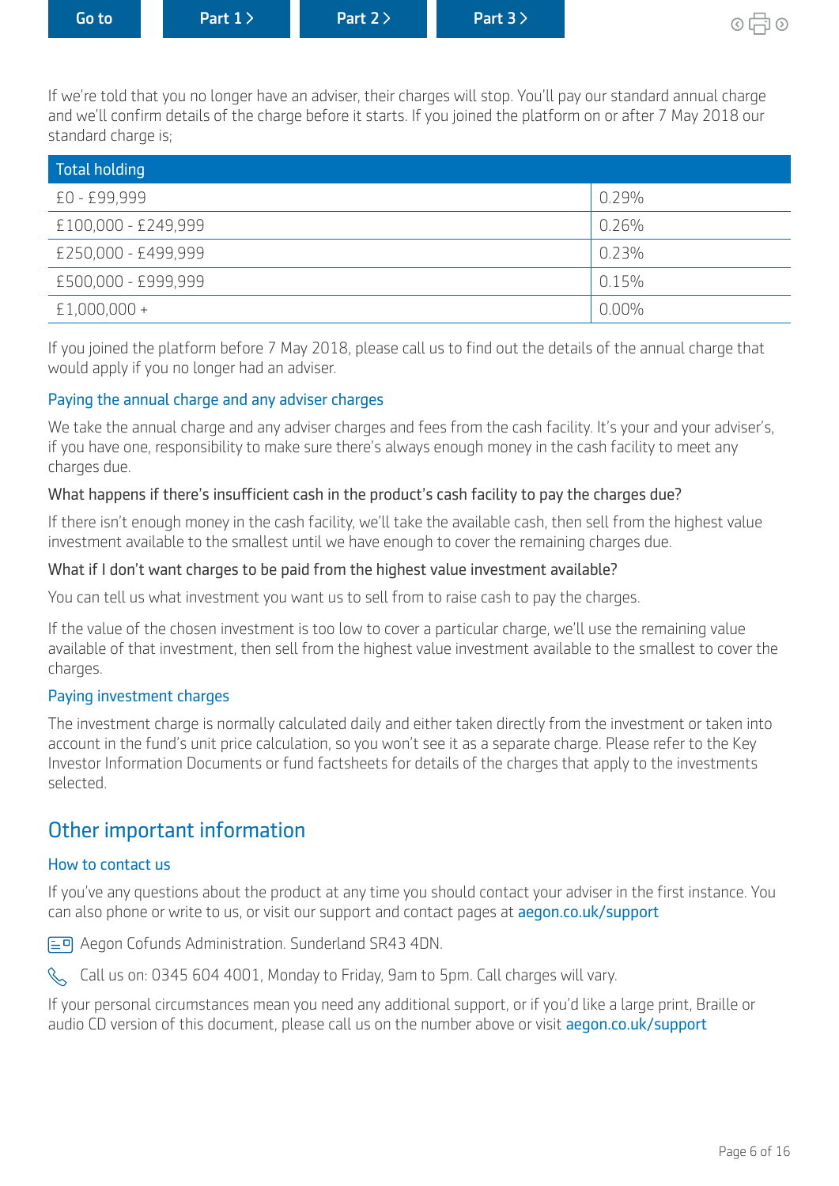If we're told that you no longer have an adviser, their charges will stop. You'll pay our standard annual charge and we'll confirm details of the charge before it starts. If you joined the platform on or after 7 May 2018 our standard charge is;

| Total holding | |
|---|---|
| £0 - £99,999 | 0.29% |
| £100,000 - £249,999 | 0.26% |
| £250,000 - £499,999 | 0.23% |
| £500,000 - £999,999 | 0.15% |
| £1,000,000 + | 0.00% |

If you joined the platform before 7 May 2018, please call us to find out the details of the annual charge that would apply if you no longer had an adviser.

### Paying the annual charge and any adviser charges

We take the annual charge and any adviser charges and fees from the cash facility. It's your and your adviser's, if you have one, responsibility to make sure there's always enough money in the cash facility to meet any charges due.

#### What happens if there's insufficient cash in the product's cash facility to pay the charges due?

If there isn't enough money in the cash facility, we'll take the available cash, then sell from the highest value investment available to the smallest until we have enough to cover the remaining charges due.

#### What if I don't want charges to be paid from the highest value investment available?

You can tell us what investment you want us to sell from to raise cash to pay the charges.

If the value of the chosen investment is too low to cover a particular charge, we'll use the remaining value available of that investment, then sell from the highest value investment available to the smallest to cover the charges.

### Paying investment charges

The investment charge is normally calculated daily and either taken directly from the investment or taken into account in the fund's unit price calculation, so you won't see it as a separate charge. Please refer to the Key Investor Information Documents or fund factsheets for details of the charges that apply to the investments selected.

## Other important information

### How to contact us

If you've any questions about the product at any time you should contact your adviser in the first instance. You can also phone or write to us, or visit our support and contact pages at aegon.co.uk/support

Aegon Cofunds Administration. Sunderland SR43 4DN.

Call us on: 0345 604 4001, Monday to Friday, 9am to 5pm. Call charges will vary.

If your personal circumstances mean you need any additional support, or if you'd like a large print, Braille or audio CD version of this document, please call us on the number above or visit aegon.co.uk/support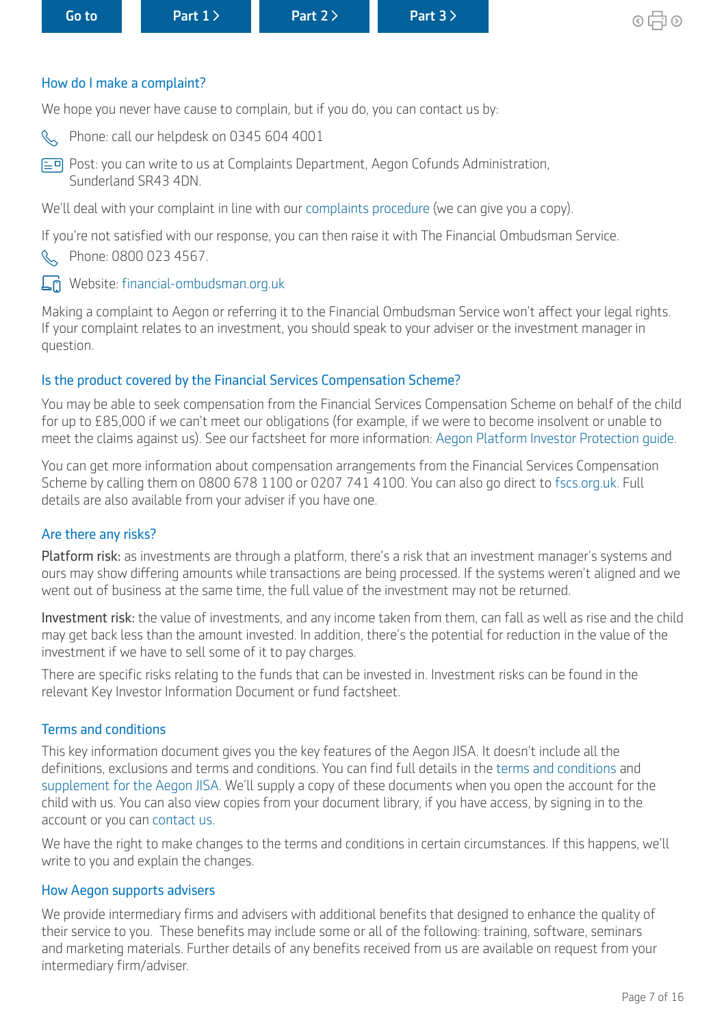## How do I make a complaint?

We hope you never have cause to complain, but if you do, you can contact us by:

- Phone: call our helpdesk on 0345 604 4001
- Post: you can write to us at Complaints Department, Aegon Cofunds Administration, Sunderland SR43 4DN.

We'll deal with your complaint in line with our complaints procedure (we can give you a copy).

If you're not satisfied with our response, you can then raise it with The Financial Ombudsman Service.

- Phone: 0800 023 4567.
- Website: financial-ombudsman.org.uk

Making a complaint to Aegon or referring it to the Financial Ombudsman Service won't affect your legal rights. If your complaint relates to an investment, you should speak to your adviser or the investment manager in question.

## Is the product covered by the Financial Services Compensation Scheme?

You may be able to seek compensation from the Financial Services Compensation Scheme on behalf of the child for up to £85,000 if we can't meet our obligations (for example, if we were to become insolvent or unable to meet the claims against us). See our factsheet for more information: Aegon Platform Investor Protection guide.

You can get more information about compensation arrangements from the Financial Services Compensation Scheme by calling them on 0800 678 1100 or 0207 741 4100. You can also go direct to fscs.org.uk. Full details are also available from your adviser if you have one.

## Are there any risks?

**Platform risk:** as investments are through a platform, there's a risk that an investment manager's systems and ours may show differing amounts while transactions are being processed. If the systems weren't aligned and we went out of business at the same time, the full value of the investment may not be returned.

**Investment risk:** the value of investments, and any income taken from them, can fall as well as rise and the child may get back less than the amount invested. In addition, there's the potential for reduction in the value of the investment if we have to sell some of it to pay charges.

There are specific risks relating to the funds that can be invested in. Investment risks can be found in the relevant Key Investor Information Document or fund factsheet.

## Terms and conditions

This key information document gives you the key features of the Aegon JISA. It doesn't include all the definitions, exclusions and terms and conditions. You can find full details in the terms and conditions and supplement for the Aegon JISA. We'll supply a copy of these documents when you open the account for the child with us. You can also view copies from your document library, if you have access, by signing in to the account or you can contact us.

We have the right to make changes to the terms and conditions in certain circumstances. If this happens, we'll write to you and explain the changes.

## How Aegon supports advisers

We provide intermediary firms and advisers with additional benefits that designed to enhance the quality of their service to you. These benefits may include some or all of the following: training, software, seminars and marketing materials. Further details of any benefits received from us are available on request from your intermediary firm/adviser.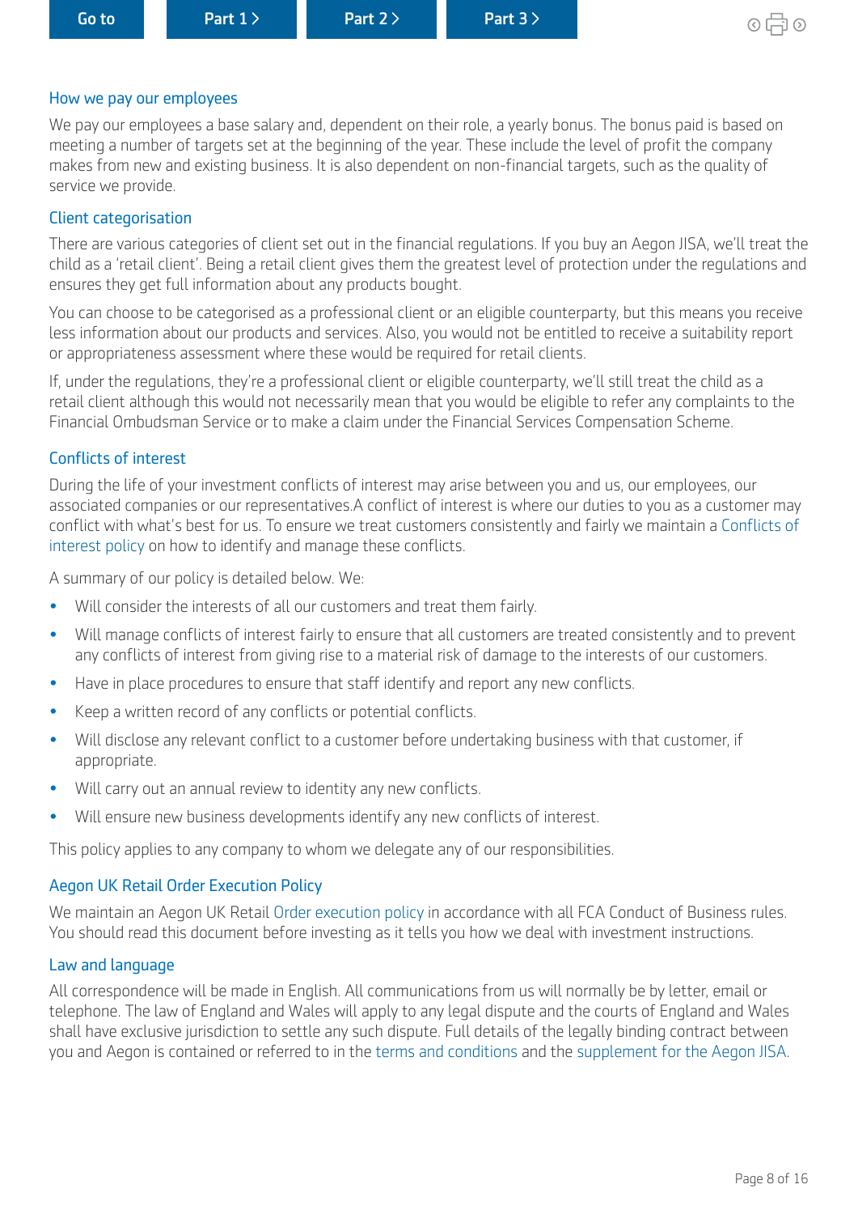## How we pay our employees

We pay our employees a base salary and, dependent on their role, a yearly bonus. The bonus paid is based on meeting a number of targets set at the beginning of the year. These include the level of profit the company makes from new and existing business. It is also dependent on non-financial targets, such as the quality of service we provide.

## Client categorisation

There are various categories of client set out in the financial regulations. If you buy an Aegon JISA, we'll treat the child as a 'retail client'. Being a retail client gives them the greatest level of protection under the regulations and ensures they get full information about any products bought.

You can choose to be categorised as a professional client or an eligible counterparty, but this means you receive less information about our products and services. Also, you would not be entitled to receive a suitability report or appropriateness assessment where these would be required for retail clients.

If, under the regulations, they're a professional client or eligible counterparty, we'll still treat the child as a retail client although this would not necessarily mean that you would be eligible to refer any complaints to the Financial Ombudsman Service or to make a claim under the Financial Services Compensation Scheme.

## Conflicts of interest

During the life of your investment conflicts of interest may arise between you and us, our employees, our associated companies or our representatives.A conflict of interest is where our duties to you as a customer may conflict with what's best for us. To ensure we treat customers consistently and fairly we maintain a Conflicts of interest policy on how to identify and manage these conflicts.

A summary of our policy is detailed below. We:

- Will consider the interests of all our customers and treat them fairly.
- Will manage conflicts of interest fairly to ensure that all customers are treated consistently and to prevent any conflicts of interest from giving rise to a material risk of damage to the interests of our customers.
- Have in place procedures to ensure that staff identify and report any new conflicts.
- Keep a written record of any conflicts or potential conflicts.
- Will disclose any relevant conflict to a customer before undertaking business with that customer, if appropriate.
- Will carry out an annual review to identity any new conflicts.
- Will ensure new business developments identify any new conflicts of interest.

This policy applies to any company to whom we delegate any of our responsibilities.

## Aegon UK Retail Order Execution Policy

We maintain an Aegon UK Retail Order execution policy in accordance with all FCA Conduct of Business rules. You should read this document before investing as it tells you how we deal with investment instructions.

## Law and language

All correspondence will be made in English. All communications from us will normally be by letter, email or telephone. The law of England and Wales will apply to any legal dispute and the courts of England and Wales shall have exclusive jurisdiction to settle any such dispute. Full details of the legally binding contract between you and Aegon is contained or referred to in the terms and conditions and the supplement for the Aegon JISA.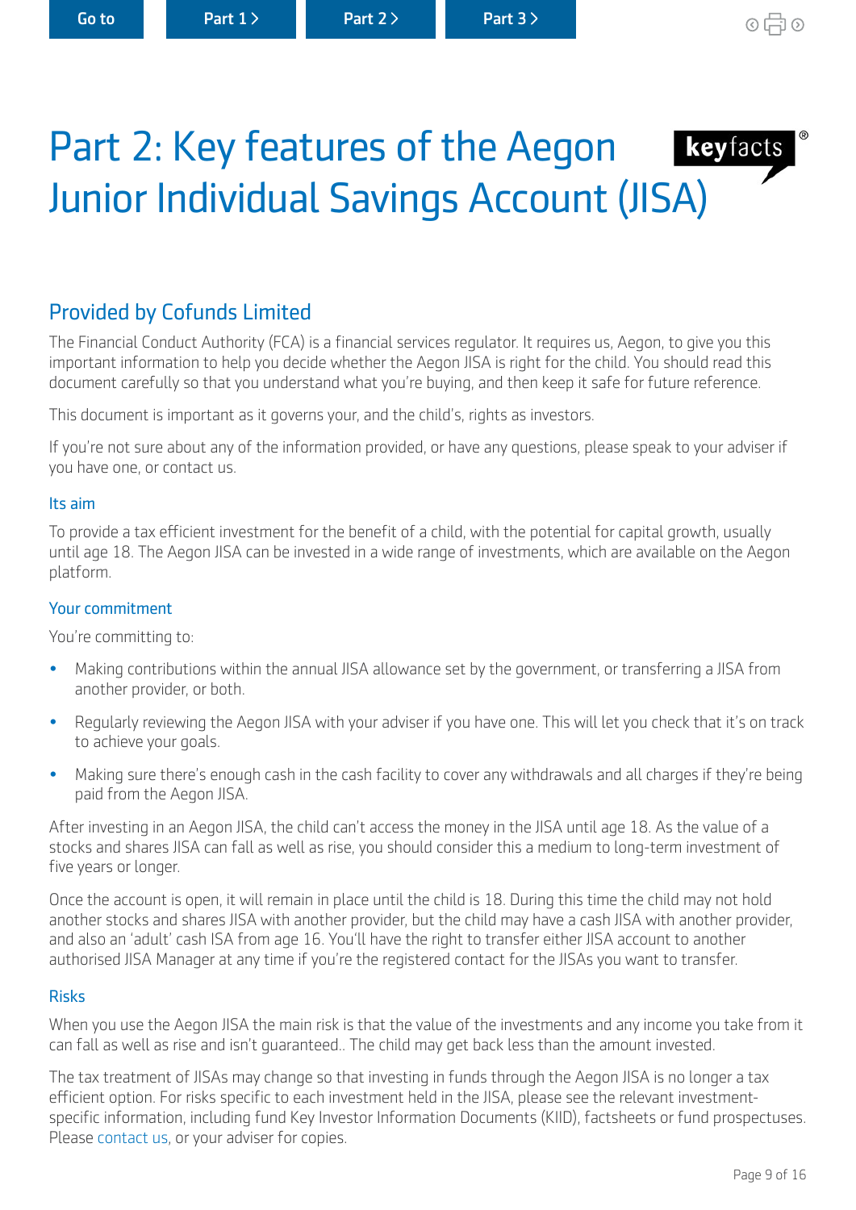# Part 2: Key features of the Aegon Junior Individual Savings Account (JISA)

## Provided by Cofunds Limited

The Financial Conduct Authority (FCA) is a financial services regulator. It requires us, Aegon, to give you this important information to help you decide whether the Aegon JISA is right for the child. You should read this document carefully so that you understand what you're buying, and then keep it safe for future reference.

This document is important as it governs your, and the child's, rights as investors.

If you're not sure about any of the information provided, or have any questions, please speak to your adviser if you have one, or contact us.

### Its aim

To provide a tax efficient investment for the benefit of a child, with the potential for capital growth, usually until age 18. The Aegon JISA can be invested in a wide range of investments, which are available on the Aegon platform.

### Your commitment

You're committing to:

- Making contributions within the annual JISA allowance set by the government, or transferring a JISA from another provider, or both.
- Regularly reviewing the Aegon JISA with your adviser if you have one. This will let you check that it's on track to achieve your goals.
- Making sure there's enough cash in the cash facility to cover any withdrawals and all charges if they're being paid from the Aegon JISA.

After investing in an Aegon JISA, the child can't access the money in the JISA until age 18. As the value of a stocks and shares JISA can fall as well as rise, you should consider this a medium to long-term investment of five years or longer.

Once the account is open, it will remain in place until the child is 18. During this time the child may not hold another stocks and shares JISA with another provider, but the child may have a cash JISA with another provider, and also an 'adult' cash ISA from age 16. You'll have the right to transfer either JISA account to another authorised JISA Manager at any time if you're the registered contact for the JISAs you want to transfer.

### Risks

When you use the Aegon JISA the main risk is that the value of the investments and any income you take from it can fall as well as rise and isn't guaranteed.. The child may get back less than the amount invested.

The tax treatment of JISAs may change so that investing in funds through the Aegon JISA is no longer a tax efficient option. For risks specific to each investment held in the JISA, please see the relevant investment-specific information, including fund Key Investor Information Documents (KIID), factsheets or fund prospectuses. Please contact us, or your adviser for copies.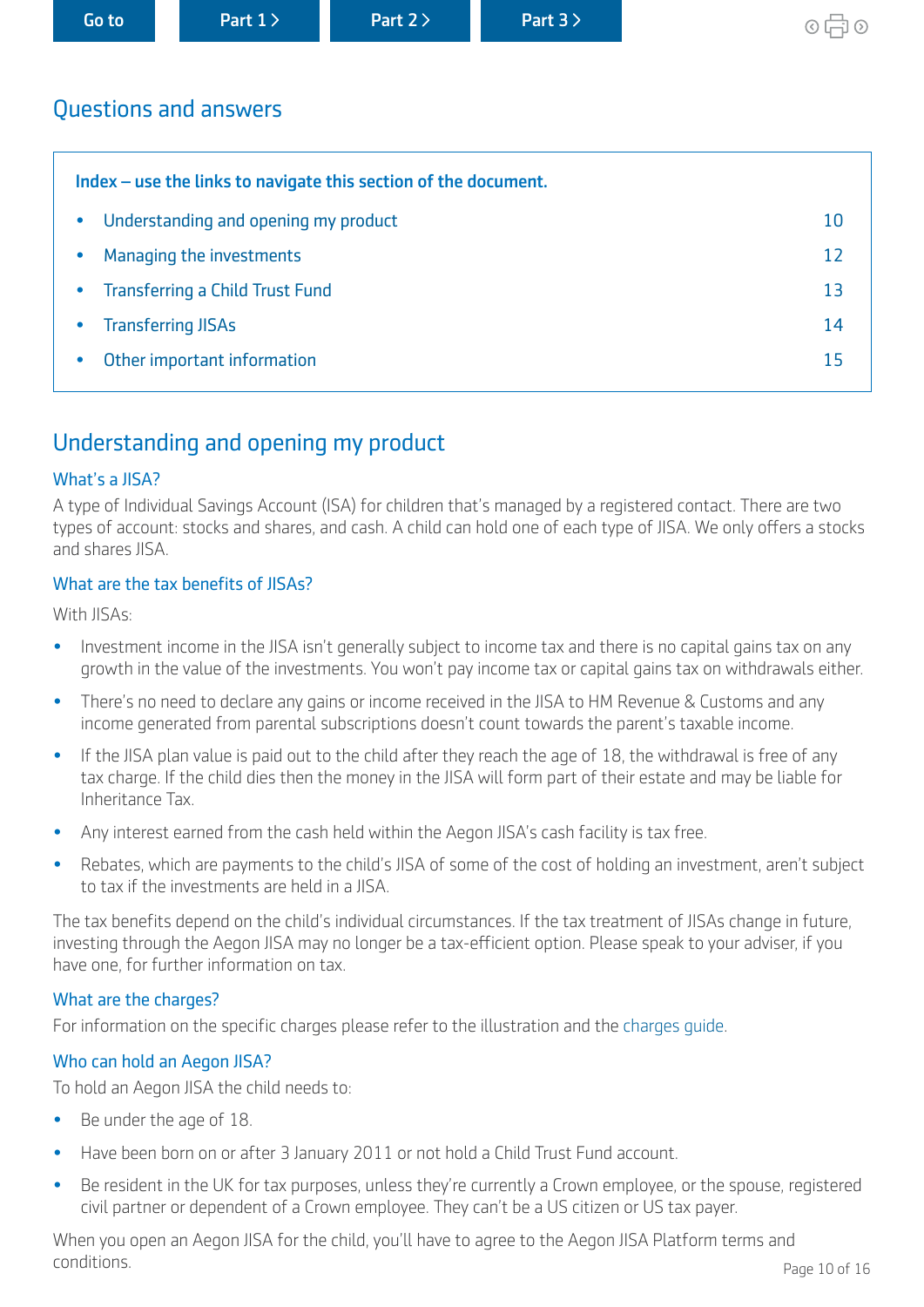## Questions and answers

**Index – use the links to navigate this section of the document.**

- Understanding and opening my product — 10
- Managing the investments — 12
- Transferring a Child Trust Fund — 13
- Transferring JISAs — 14
- Other important information — 15

## Understanding and opening my product

### What's a JISA?

A type of Individual Savings Account (ISA) for children that's managed by a registered contact. There are two types of account: stocks and shares, and cash. A child can hold one of each type of JISA. We only offers a stocks and shares JISA.

### What are the tax benefits of JISAs?

With JISAs:

- Investment income in the JISA isn't generally subject to income tax and there is no capital gains tax on any growth in the value of the investments. You won't pay income tax or capital gains tax on withdrawals either.
- There's no need to declare any gains or income received in the JISA to HM Revenue & Customs and any income generated from parental subscriptions doesn't count towards the parent's taxable income.
- If the JISA plan value is paid out to the child after they reach the age of 18, the withdrawal is free of any tax charge. If the child dies then the money in the JISA will form part of their estate and may be liable for Inheritance Tax.
- Any interest earned from the cash held within the Aegon JISA's cash facility is tax free.
- Rebates, which are payments to the child's JISA of some of the cost of holding an investment, aren't subject to tax if the investments are held in a JISA.

The tax benefits depend on the child's individual circumstances. If the tax treatment of JISAs change in future, investing through the Aegon JISA may no longer be a tax-efficient option. Please speak to your adviser, if you have one, for further information on tax.

### What are the charges?

For information on the specific charges please refer to the illustration and the charges guide.

### Who can hold an Aegon JISA?

To hold an Aegon JISA the child needs to:

- Be under the age of 18.
- Have been born on or after 3 January 2011 or not hold a Child Trust Fund account.
- Be resident in the UK for tax purposes, unless they're currently a Crown employee, or the spouse, registered civil partner or dependent of a Crown employee. They can't be a US citizen or US tax payer.

When you open an Aegon JISA for the child, you'll have to agree to the Aegon JISA Platform terms and conditions.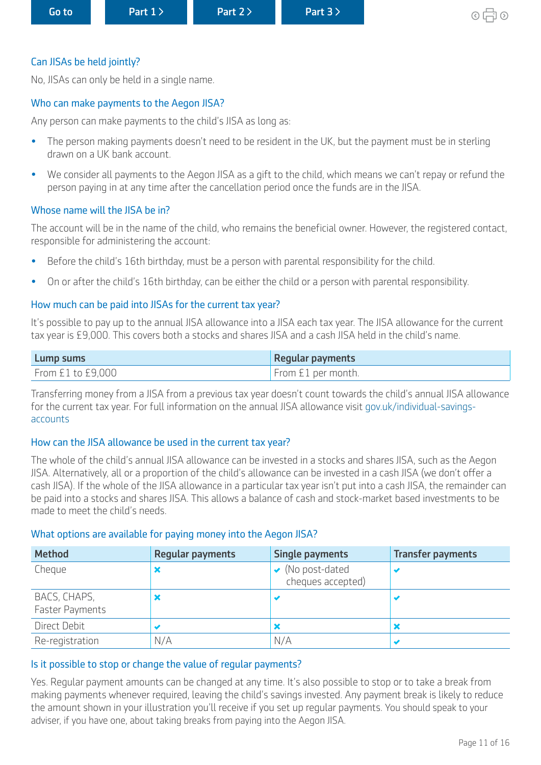### Can JISAs be held jointly?

No, JISAs can only be held in a single name.

### Who can make payments to the Aegon JISA?

Any person can make payments to the child's JISA as long as:

- The person making payments doesn't need to be resident in the UK, but the payment must be in sterling drawn on a UK bank account.
- We consider all payments to the Aegon JISA as a gift to the child, which means we can't repay or refund the person paying in at any time after the cancellation period once the funds are in the JISA.

### Whose name will the JISA be in?

The account will be in the name of the child, who remains the beneficial owner. However, the registered contact, responsible for administering the account:

- Before the child's 16th birthday, must be a person with parental responsibility for the child.
- On or after the child's 16th birthday, can be either the child or a person with parental responsibility.

### How much can be paid into JISAs for the current tax year?

It's possible to pay up to the annual JISA allowance into a JISA each tax year. The JISA allowance for the current tax year is £9,000. This covers both a stocks and shares JISA and a cash JISA held in the child's name.

| Lump sums | Regular payments |
|---|---|
| From £1 to £9,000 | From £1 per month. |

Transferring money from a JISA from a previous tax year doesn't count towards the child's annual JISA allowance for the current tax year. For full information on the annual JISA allowance visit gov.uk/individual-savings-accounts

### How can the JISA allowance be used in the current tax year?

The whole of the child's annual JISA allowance can be invested in a stocks and shares JISA, such as the Aegon JISA. Alternatively, all or a proportion of the child's allowance can be invested in a cash JISA (we don't offer a cash JISA). If the whole of the JISA allowance in a particular tax year isn't put into a cash JISA, the remainder can be paid into a stocks and shares JISA. This allows a balance of cash and stock-market based investments to be made to meet the child's needs.

### What options are available for paying money into the Aegon JISA?

| Method | Regular payments | Single payments | Transfer payments |
|---|---|---|---|
| Cheque | ✖ | ✔ (No post-dated cheques accepted) | ✔ |
| BACS, CHAPS, Faster Payments | ✖ | ✔ | ✔ |
| Direct Debit | ✔ | ✖ | ✖ |
| Re-registration | N/A | N/A | ✔ |

### Is it possible to stop or change the value of regular payments?

Yes. Regular payment amounts can be changed at any time. It's also possible to stop or to take a break from making payments whenever required, leaving the child's savings invested. Any payment break is likely to reduce the amount shown in your illustration you'll receive if you set up regular payments. You should speak to your adviser, if you have one, about taking breaks from paying into the Aegon JISA.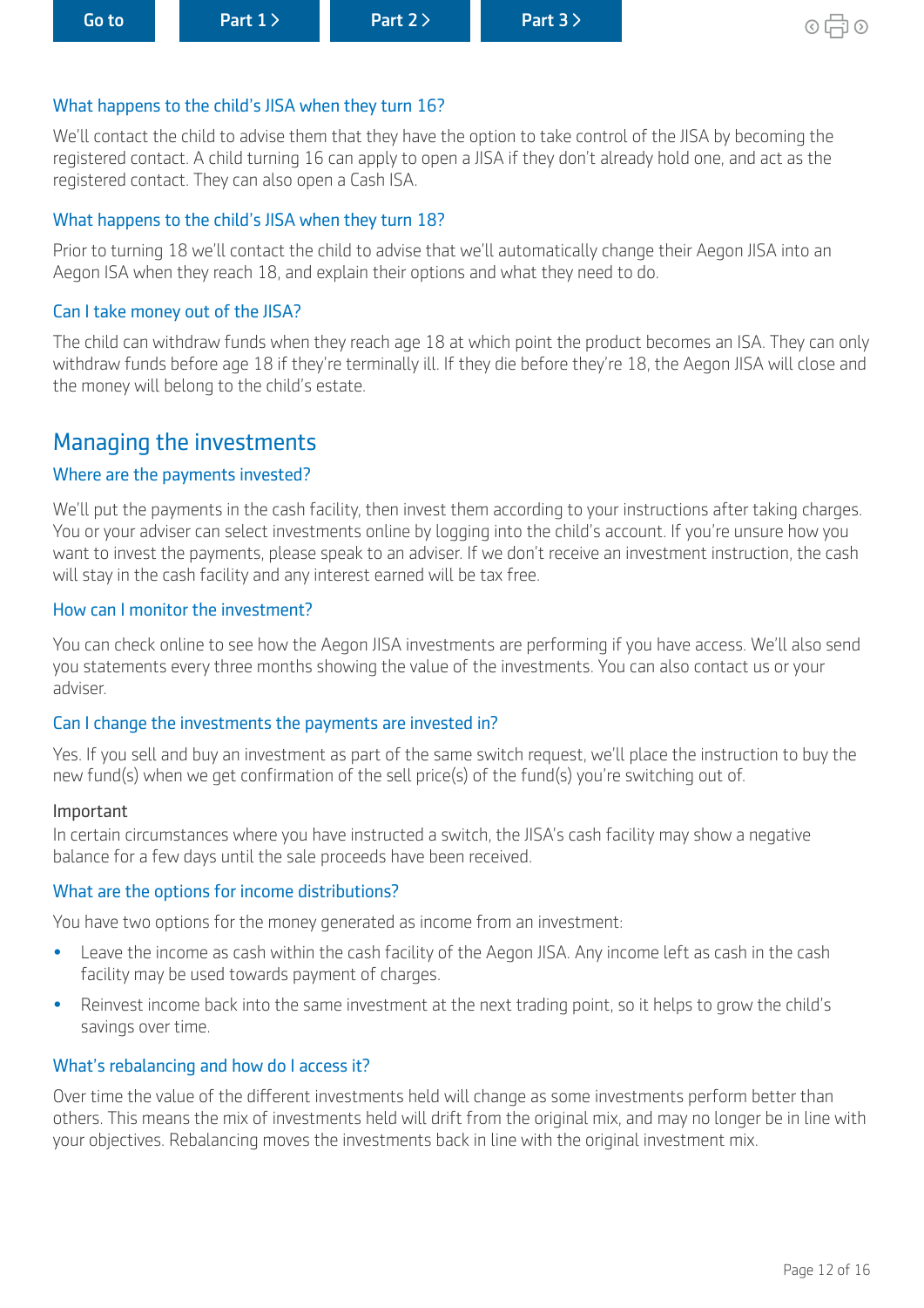### What happens to the child's JISA when they turn 16?

We'll contact the child to advise them that they have the option to take control of the JISA by becoming the registered contact. A child turning 16 can apply to open a JISA if they don't already hold one, and act as the registered contact. They can also open a Cash ISA.

### What happens to the child's JISA when they turn 18?

Prior to turning 18 we'll contact the child to advise that we'll automatically change their Aegon JISA into an Aegon ISA when they reach 18, and explain their options and what they need to do.

### Can I take money out of the JISA?

The child can withdraw funds when they reach age 18 at which point the product becomes an ISA. They can only withdraw funds before age 18 if they're terminally ill. If they die before they're 18, the Aegon JISA will close and the money will belong to the child's estate.

## Managing the investments

### Where are the payments invested?

We'll put the payments in the cash facility, then invest them according to your instructions after taking charges. You or your adviser can select investments online by logging into the child's account. If you're unsure how you want to invest the payments, please speak to an adviser. If we don't receive an investment instruction, the cash will stay in the cash facility and any interest earned will be tax free.

### How can I monitor the investment?

You can check online to see how the Aegon JISA investments are performing if you have access. We'll also send you statements every three months showing the value of the investments. You can also contact us or your adviser.

### Can I change the investments the payments are invested in?

Yes. If you sell and buy an investment as part of the same switch request, we'll place the instruction to buy the new fund(s) when we get confirmation of the sell price(s) of the fund(s) you're switching out of.

Important
In certain circumstances where you have instructed a switch, the JISA's cash facility may show a negative balance for a few days until the sale proceeds have been received.

### What are the options for income distributions?

You have two options for the money generated as income from an investment:

- Leave the income as cash within the cash facility of the Aegon JISA. Any income left as cash in the cash facility may be used towards payment of charges.
- Reinvest income back into the same investment at the next trading point, so it helps to grow the child's savings over time.

### What's rebalancing and how do I access it?

Over time the value of the different investments held will change as some investments perform better than others. This means the mix of investments held will drift from the original mix, and may no longer be in line with your objectives. Rebalancing moves the investments back in line with the original investment mix.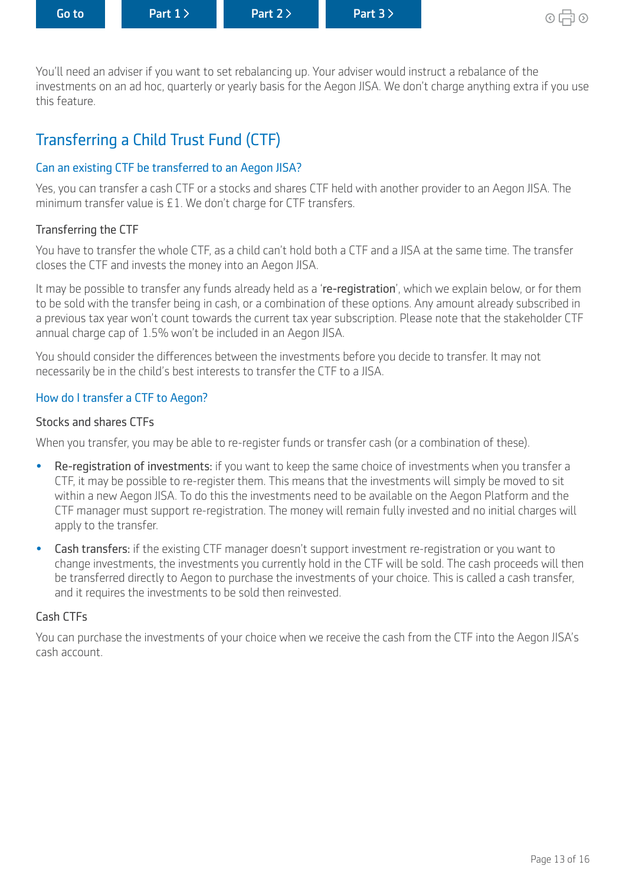You'll need an adviser if you want to set rebalancing up. Your adviser would instruct a rebalance of the investments on an ad hoc, quarterly or yearly basis for the Aegon JISA. We don't charge anything extra if you use this feature.

## Transferring a Child Trust Fund (CTF)

### Can an existing CTF be transferred to an Aegon JISA?

Yes, you can transfer a cash CTF or a stocks and shares CTF held with another provider to an Aegon JISA. The minimum transfer value is £1. We don't charge for CTF transfers.

#### Transferring the CTF

You have to transfer the whole CTF, as a child can't hold both a CTF and a JISA at the same time. The transfer closes the CTF and invests the money into an Aegon JISA.

It may be possible to transfer any funds already held as a '**re-registration**', which we explain below, or for them to be sold with the transfer being in cash, or a combination of these options. Any amount already subscribed in a previous tax year won't count towards the current tax year subscription. Please note that the stakeholder CTF annual charge cap of 1.5% won't be included in an Aegon JISA.

You should consider the differences between the investments before you decide to transfer. It may not necessarily be in the child's best interests to transfer the CTF to a JISA.

### How do I transfer a CTF to Aegon?

#### Stocks and shares CTFs

When you transfer, you may be able to re-register funds or transfer cash (or a combination of these).

- **Re-registration of investments:** if you want to keep the same choice of investments when you transfer a CTF, it may be possible to re-register them. This means that the investments will simply be moved to sit within a new Aegon JISA. To do this the investments need to be available on the Aegon Platform and the CTF manager must support re-registration. The money will remain fully invested and no initial charges will apply to the transfer.
- **Cash transfers:** if the existing CTF manager doesn't support investment re-registration or you want to change investments, the investments you currently hold in the CTF will be sold. The cash proceeds will then be transferred directly to Aegon to purchase the investments of your choice. This is called a cash transfer, and it requires the investments to be sold then reinvested.

#### Cash CTFs

You can purchase the investments of your choice when we receive the cash from the CTF into the Aegon JISA's cash account.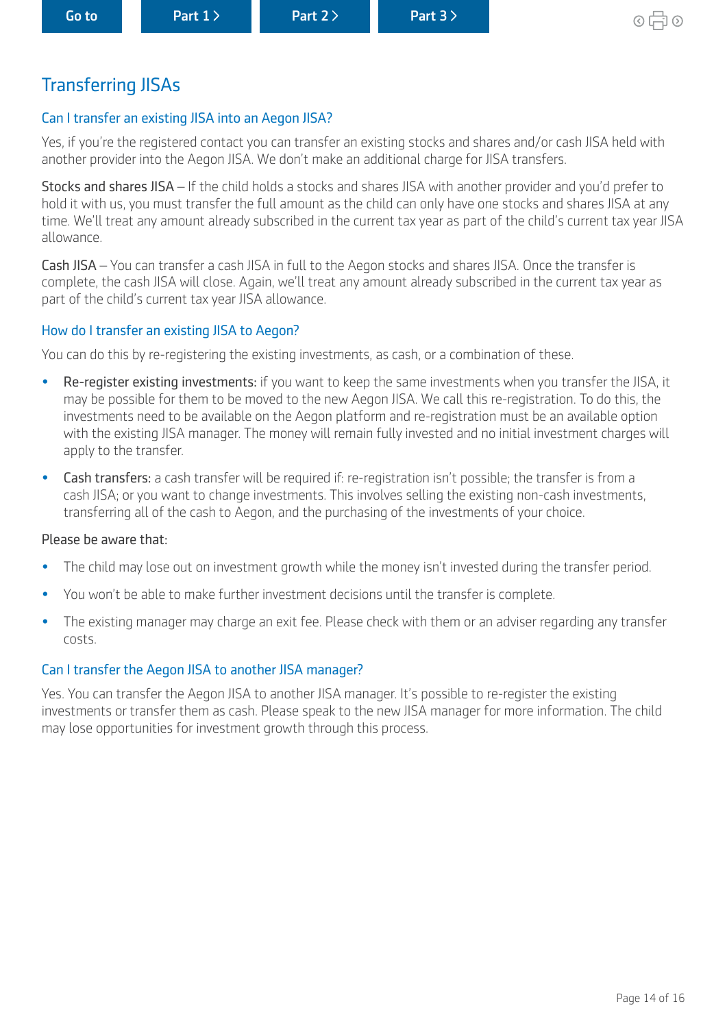## Transferring JISAs

### Can I transfer an existing JISA into an Aegon JISA?

Yes, if you're the registered contact you can transfer an existing stocks and shares and/or cash JISA held with another provider into the Aegon JISA. We don't make an additional charge for JISA transfers.

Stocks and shares JISA – If the child holds a stocks and shares JISA with another provider and you'd prefer to hold it with us, you must transfer the full amount as the child can only have one stocks and shares JISA at any time. We'll treat any amount already subscribed in the current tax year as part of the child's current tax year JISA allowance.

Cash JISA – You can transfer a cash JISA in full to the Aegon stocks and shares JISA. Once the transfer is complete, the cash JISA will close. Again, we'll treat any amount already subscribed in the current tax year as part of the child's current tax year JISA allowance.

### How do I transfer an existing JISA to Aegon?

You can do this by re-registering the existing investments, as cash, or a combination of these.

- Re-register existing investments: if you want to keep the same investments when you transfer the JISA, it may be possible for them to be moved to the new Aegon JISA. We call this re-registration. To do this, the investments need to be available on the Aegon platform and re-registration must be an available option with the existing JISA manager. The money will remain fully invested and no initial investment charges will apply to the transfer.
- Cash transfers: a cash transfer will be required if: re-registration isn't possible; the transfer is from a cash JISA; or you want to change investments. This involves selling the existing non-cash investments, transferring all of the cash to Aegon, and the purchasing of the investments of your choice.

Please be aware that:

- The child may lose out on investment growth while the money isn't invested during the transfer period.
- You won't be able to make further investment decisions until the transfer is complete.
- The existing manager may charge an exit fee. Please check with them or an adviser regarding any transfer costs.

### Can I transfer the Aegon JISA to another JISA manager?

Yes. You can transfer the Aegon JISA to another JISA manager. It's possible to re-register the existing investments or transfer them as cash. Please speak to the new JISA manager for more information. The child may lose opportunities for investment growth through this process.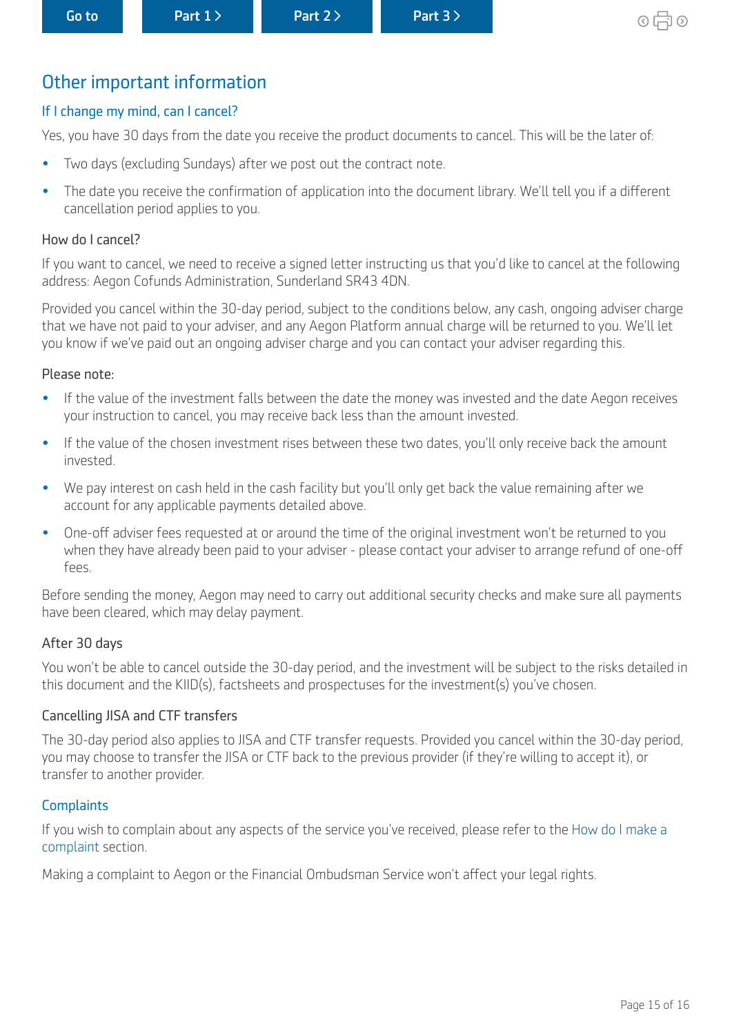## Other important information

### If I change my mind, can I cancel?

Yes, you have 30 days from the date you receive the product documents to cancel. This will be the later of:

- Two days (excluding Sundays) after we post out the contract note.
- The date you receive the confirmation of application into the document library. We'll tell you if a different cancellation period applies to you.

#### How do I cancel?

If you want to cancel, we need to receive a signed letter instructing us that you'd like to cancel at the following address: Aegon Cofunds Administration, Sunderland SR43 4DN.

Provided you cancel within the 30-day period, subject to the conditions below, any cash, ongoing adviser charge that we have not paid to your adviser, and any Aegon Platform annual charge will be returned to you. We'll let you know if we've paid out an ongoing adviser charge and you can contact your adviser regarding this.

#### Please note:

- If the value of the investment falls between the date the money was invested and the date Aegon receives your instruction to cancel, you may receive back less than the amount invested.
- If the value of the chosen investment rises between these two dates, you'll only receive back the amount invested.
- We pay interest on cash held in the cash facility but you'll only get back the value remaining after we account for any applicable payments detailed above.
- One-off adviser fees requested at or around the time of the original investment won't be returned to you when they have already been paid to your adviser - please contact your adviser to arrange refund of one-off fees.

Before sending the money, Aegon may need to carry out additional security checks and make sure all payments have been cleared, which may delay payment.

#### After 30 days

You won't be able to cancel outside the 30-day period, and the investment will be subject to the risks detailed in this document and the KIID(s), factsheets and prospectuses for the investment(s) you've chosen.

#### Cancelling JISA and CTF transfers

The 30-day period also applies to JISA and CTF transfer requests. Provided you cancel within the 30-day period, you may choose to transfer the JISA or CTF back to the previous provider (if they're willing to accept it), or transfer to another provider.

### Complaints

If you wish to complain about any aspects of the service you've received, please refer to the How do I make a complaint section.

Making a complaint to Aegon or the Financial Ombudsman Service won't affect your legal rights.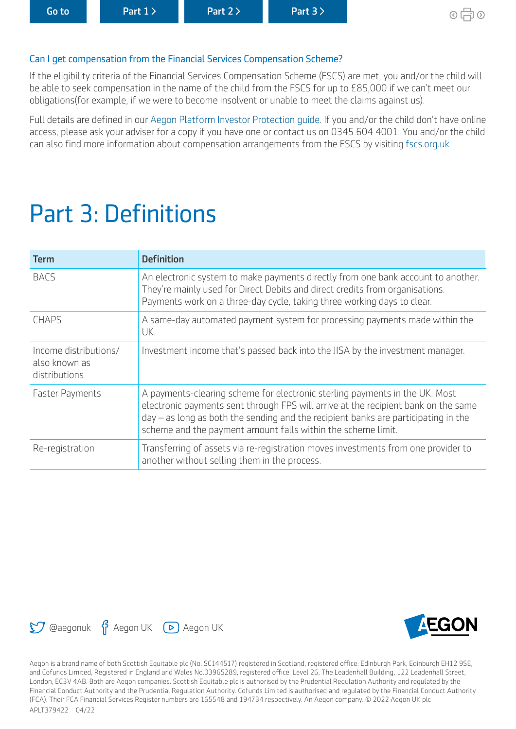### Can I get compensation from the Financial Services Compensation Scheme?

If the eligibility criteria of the Financial Services Compensation Scheme (FSCS) are met, you and/or the child will be able to seek compensation in the name of the child from the FSCS for up to £85,000 if we can't meet our obligations(for example, if we were to become insolvent or unable to meet the claims against us).

Full details are defined in our Aegon Platform Investor Protection guide. If you and/or the child don't have online access, please ask your adviser for a copy if you have one or contact us on 0345 604 4001. You and/or the child can also find more information about compensation arrangements from the FSCS by visiting fscs.org.uk

# Part 3: Definitions

| Term | Definition |
|---|---|
| BACS | An electronic system to make payments directly from one bank account to another. They're mainly used for Direct Debits and direct credits from organisations. Payments work on a three-day cycle, taking three working days to clear. |
| CHAPS | A same-day automated payment system for processing payments made within the UK. |
| Income distributions/ also known as distributions | Investment income that's passed back into the JISA by the investment manager. |
| Faster Payments | A payments-clearing scheme for electronic sterling payments in the UK. Most electronic payments sent through FPS will arrive at the recipient bank on the same day – as long as both the sending and the recipient banks are participating in the scheme and the payment amount falls within the scheme limit. |
| Re-registration | Transferring of assets via re-registration moves investments from one provider to another without selling them in the process. |

@aegonuk Aegon UK Aegon UK

Aegon is a brand name of both Scottish Equitable plc (No. SC144517) registered in Scotland, registered office: Edinburgh Park, Edinburgh EH12 9SE, and Cofunds Limited, Registered in England and Wales No.03965289, registered office: Level 26, The Leadenhall Building, 122 Leadenhall Street, London, EC3V 4AB. Both are Aegon companies. Scottish Equitable plc is authorised by the Prudential Regulation Authority and regulated by the Financial Conduct Authority and the Prudential Regulation Authority. Cofunds Limited is authorised and regulated by the Financial Conduct Authority (FCA). Their FCA Financial Services Register numbers are 165548 and 194734 respectively. An Aegon company. © 2022 Aegon UK plc

APLT379422 04/22